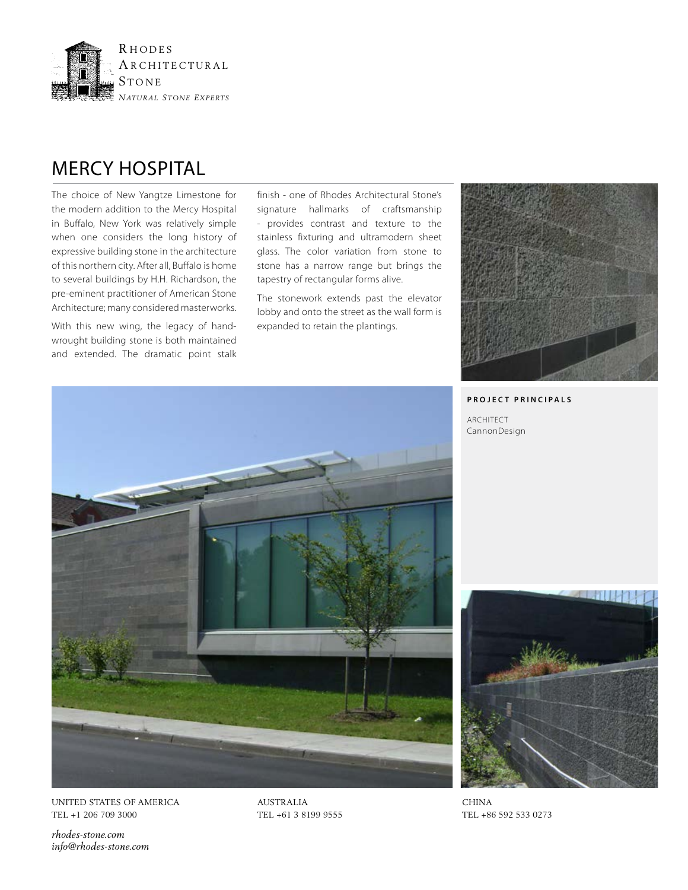Rhodes
Architectural
Stone
*Natural Stone Experts*

# MERCY HOSPITAL

The choice of New Yangtze Limestone for the modern addition to the Mercy Hospital in Buffalo, New York was relatively simple when one considers the long history of expressive building stone in the architecture of this northern city. After all, Buffalo is home to several buildings by H.H. Richardson, the pre-eminent practitioner of American Stone Architecture; many considered masterworks.

With this new wing, the legacy of hand-wrought building stone is both maintained and extended. The dramatic point stalk finish - one of Rhodes Architectural Stone's signature hallmarks of craftsmanship - provides contrast and texture to the stainless fixturing and ultramodern sheet glass. The color variation from stone to stone has a narrow range but brings the tapestry of rectangular forms alive.

The stonework extends past the elevator lobby and onto the street as the wall form is expanded to retain the plantings.

**PROJECT PRINCIPALS**

ARCHITECT
CannonDesign

UNITED STATES OF AMERICA
TEL +1 206 709 3000

AUSTRALIA
TEL +61 3 8199 9555

CHINA
TEL +86 592 533 0273

*rhodes-stone.com*
*info@rhodes-stone.com*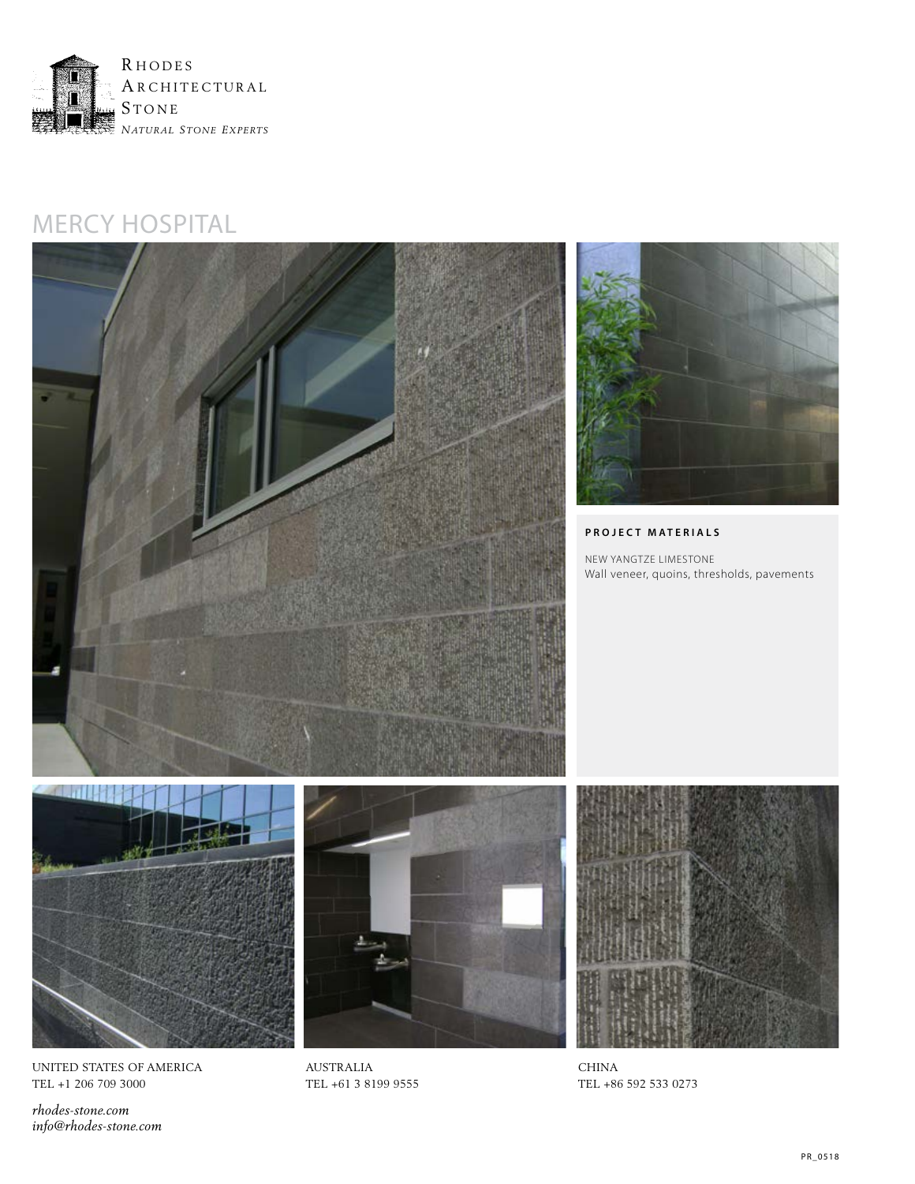Rhodes Architectural Stone

*Natural Stone Experts*

# MERCY HOSPITAL

**PROJECT MATERIALS**

NEW YANGTZE LIMESTONE

Wall veneer, quoins, thresholds, pavements

UNITED STATES OF AMERICA
TEL +1 206 709 3000

AUSTRALIA
TEL +61 3 8199 9555

CHINA
TEL +86 592 533 0273

*rhodes-stone.com*
*info@rhodes-stone.com*

PR_0518